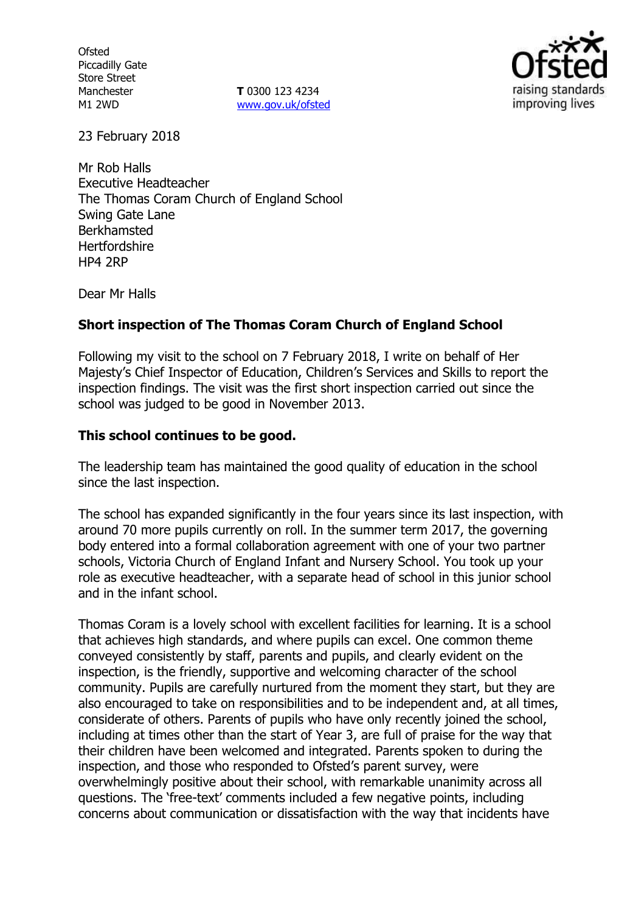Ofsted
Piccadilly Gate
Store Street
Manchester
M1 2WD

**T** 0300 123 4234
www.gov.uk/ofsted

23 February 2018

Mr Rob Halls
Executive Headteacher
The Thomas Coram Church of England School
Swing Gate Lane
Berkhamsted
Hertfordshire
HP4 2RP

Dear Mr Halls

**Short inspection of The Thomas Coram Church of England School**

Following my visit to the school on 7 February 2018, I write on behalf of Her Majesty's Chief Inspector of Education, Children's Services and Skills to report the inspection findings. The visit was the first short inspection carried out since the school was judged to be good in November 2013.

**This school continues to be good.**

The leadership team has maintained the good quality of education in the school since the last inspection.

The school has expanded significantly in the four years since its last inspection, with around 70 more pupils currently on roll. In the summer term 2017, the governing body entered into a formal collaboration agreement with one of your two partner schools, Victoria Church of England Infant and Nursery School. You took up your role as executive headteacher, with a separate head of school in this junior school and in the infant school.

Thomas Coram is a lovely school with excellent facilities for learning. It is a school that achieves high standards, and where pupils can excel. One common theme conveyed consistently by staff, parents and pupils, and clearly evident on the inspection, is the friendly, supportive and welcoming character of the school community. Pupils are carefully nurtured from the moment they start, but they are also encouraged to take on responsibilities and to be independent and, at all times, considerate of others. Parents of pupils who have only recently joined the school, including at times other than the start of Year 3, are full of praise for the way that their children have been welcomed and integrated. Parents spoken to during the inspection, and those who responded to Ofsted's parent survey, were overwhelmingly positive about their school, with remarkable unanimity across all questions. The 'free-text' comments included a few negative points, including concerns about communication or dissatisfaction with the way that incidents have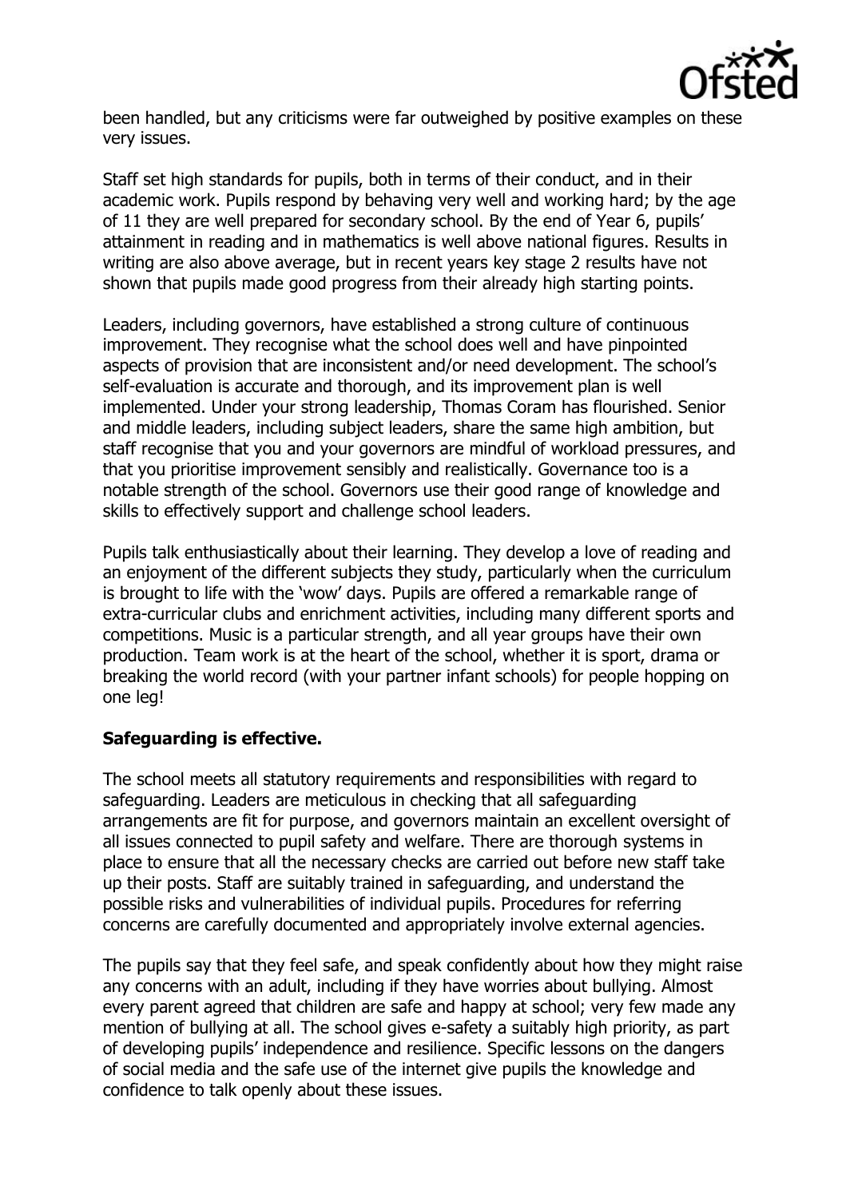been handled, but any criticisms were far outweighed by positive examples on these very issues.

Staff set high standards for pupils, both in terms of their conduct, and in their academic work. Pupils respond by behaving very well and working hard; by the age of 11 they are well prepared for secondary school. By the end of Year 6, pupils' attainment in reading and in mathematics is well above national figures. Results in writing are also above average, but in recent years key stage 2 results have not shown that pupils made good progress from their already high starting points.

Leaders, including governors, have established a strong culture of continuous improvement. They recognise what the school does well and have pinpointed aspects of provision that are inconsistent and/or need development. The school's self-evaluation is accurate and thorough, and its improvement plan is well implemented. Under your strong leadership, Thomas Coram has flourished. Senior and middle leaders, including subject leaders, share the same high ambition, but staff recognise that you and your governors are mindful of workload pressures, and that you prioritise improvement sensibly and realistically. Governance too is a notable strength of the school. Governors use their good range of knowledge and skills to effectively support and challenge school leaders.

Pupils talk enthusiastically about their learning. They develop a love of reading and an enjoyment of the different subjects they study, particularly when the curriculum is brought to life with the 'wow' days. Pupils are offered a remarkable range of extra-curricular clubs and enrichment activities, including many different sports and competitions. Music is a particular strength, and all year groups have their own production. Team work is at the heart of the school, whether it is sport, drama or breaking the world record (with your partner infant schools) for people hopping on one leg!

**Safeguarding is effective.**

The school meets all statutory requirements and responsibilities with regard to safeguarding. Leaders are meticulous in checking that all safeguarding arrangements are fit for purpose, and governors maintain an excellent oversight of all issues connected to pupil safety and welfare. There are thorough systems in place to ensure that all the necessary checks are carried out before new staff take up their posts. Staff are suitably trained in safeguarding, and understand the possible risks and vulnerabilities of individual pupils. Procedures for referring concerns are carefully documented and appropriately involve external agencies.

The pupils say that they feel safe, and speak confidently about how they might raise any concerns with an adult, including if they have worries about bullying. Almost every parent agreed that children are safe and happy at school; very few made any mention of bullying at all. The school gives e-safety a suitably high priority, as part of developing pupils' independence and resilience. Specific lessons on the dangers of social media and the safe use of the internet give pupils the knowledge and confidence to talk openly about these issues.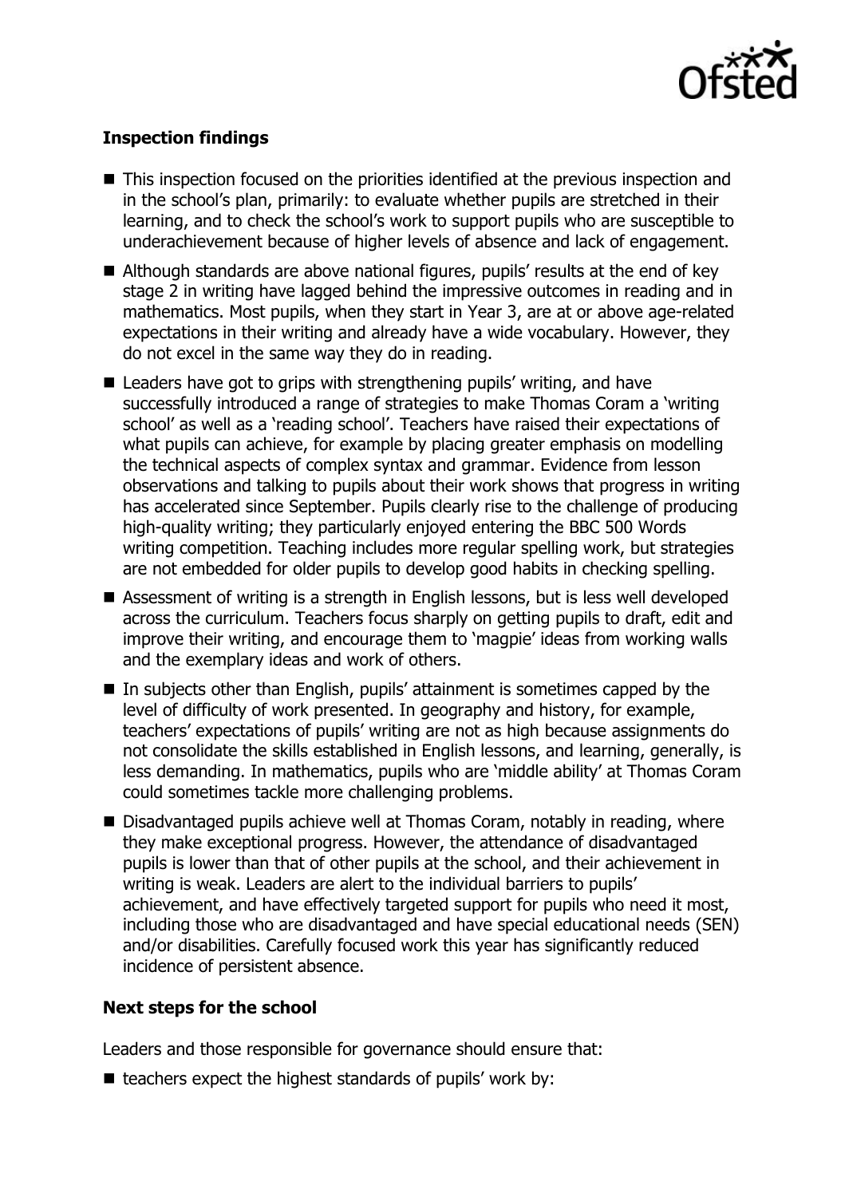**Inspection findings**

- This inspection focused on the priorities identified at the previous inspection and in the school's plan, primarily: to evaluate whether pupils are stretched in their learning, and to check the school's work to support pupils who are susceptible to underachievement because of higher levels of absence and lack of engagement.
- Although standards are above national figures, pupils' results at the end of key stage 2 in writing have lagged behind the impressive outcomes in reading and in mathematics. Most pupils, when they start in Year 3, are at or above age-related expectations in their writing and already have a wide vocabulary. However, they do not excel in the same way they do in reading.
- Leaders have got to grips with strengthening pupils' writing, and have successfully introduced a range of strategies to make Thomas Coram a 'writing school' as well as a 'reading school'. Teachers have raised their expectations of what pupils can achieve, for example by placing greater emphasis on modelling the technical aspects of complex syntax and grammar. Evidence from lesson observations and talking to pupils about their work shows that progress in writing has accelerated since September. Pupils clearly rise to the challenge of producing high-quality writing; they particularly enjoyed entering the BBC 500 Words writing competition. Teaching includes more regular spelling work, but strategies are not embedded for older pupils to develop good habits in checking spelling.
- Assessment of writing is a strength in English lessons, but is less well developed across the curriculum. Teachers focus sharply on getting pupils to draft, edit and improve their writing, and encourage them to 'magpie' ideas from working walls and the exemplary ideas and work of others.
- In subjects other than English, pupils' attainment is sometimes capped by the level of difficulty of work presented. In geography and history, for example, teachers' expectations of pupils' writing are not as high because assignments do not consolidate the skills established in English lessons, and learning, generally, is less demanding. In mathematics, pupils who are 'middle ability' at Thomas Coram could sometimes tackle more challenging problems.
- Disadvantaged pupils achieve well at Thomas Coram, notably in reading, where they make exceptional progress. However, the attendance of disadvantaged pupils is lower than that of other pupils at the school, and their achievement in writing is weak. Leaders are alert to the individual barriers to pupils' achievement, and have effectively targeted support for pupils who need it most, including those who are disadvantaged and have special educational needs (SEN) and/or disabilities. Carefully focused work this year has significantly reduced incidence of persistent absence.

**Next steps for the school**

Leaders and those responsible for governance should ensure that:

- teachers expect the highest standards of pupils' work by: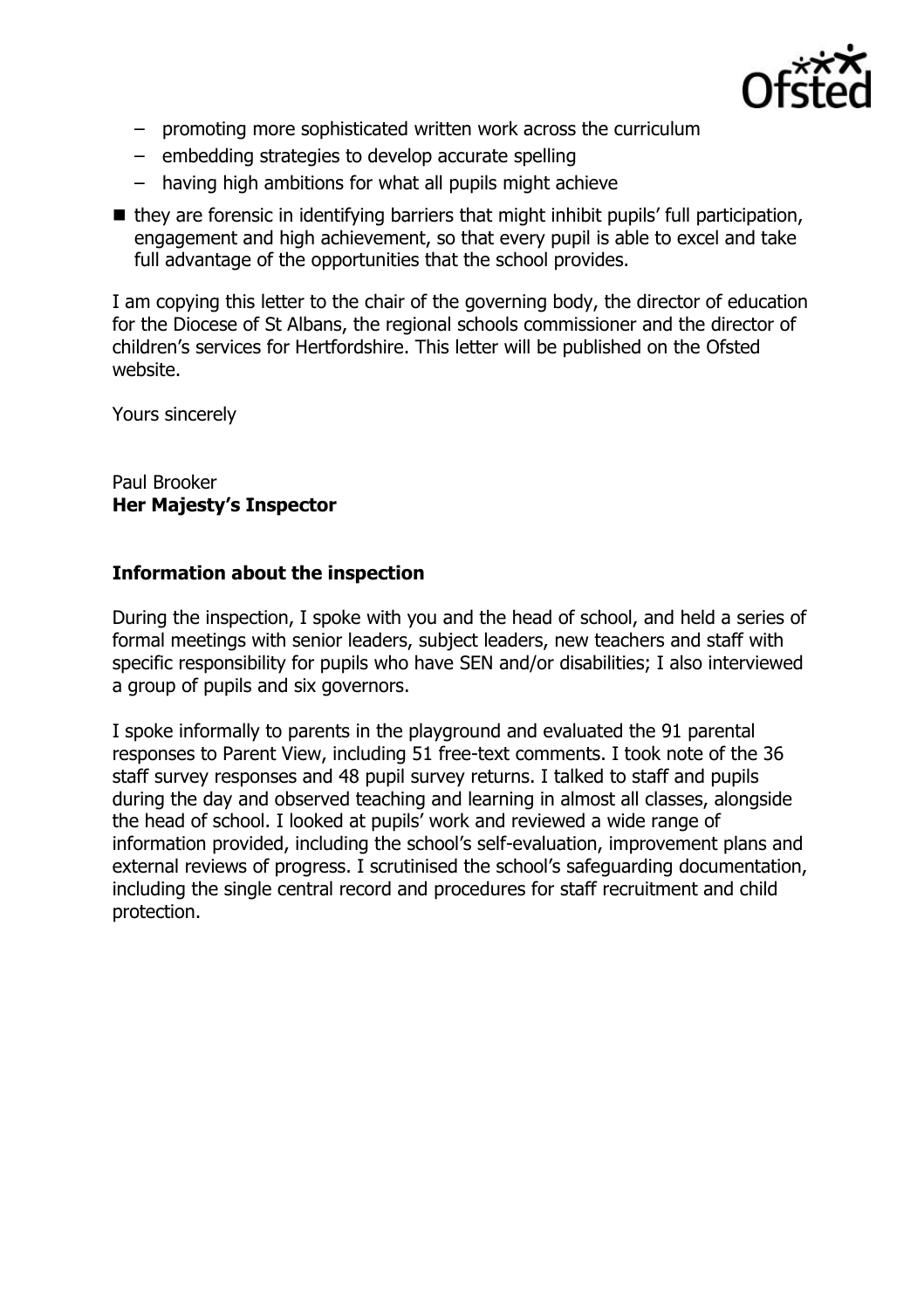- promoting more sophisticated written work across the curriculum
  - embedding strategies to develop accurate spelling
  - having high ambitions for what all pupils might achieve
- they are forensic in identifying barriers that might inhibit pupils' full participation, engagement and high achievement, so that every pupil is able to excel and take full advantage of the opportunities that the school provides.

I am copying this letter to the chair of the governing body, the director of education for the Diocese of St Albans, the regional schools commissioner and the director of children's services for Hertfordshire. This letter will be published on the Ofsted website.

Yours sincerely

Paul Brooker
**Her Majesty's Inspector**

### Information about the inspection

During the inspection, I spoke with you and the head of school, and held a series of formal meetings with senior leaders, subject leaders, new teachers and staff with specific responsibility for pupils who have SEN and/or disabilities; I also interviewed a group of pupils and six governors.

I spoke informally to parents in the playground and evaluated the 91 parental responses to Parent View, including 51 free-text comments. I took note of the 36 staff survey responses and 48 pupil survey returns. I talked to staff and pupils during the day and observed teaching and learning in almost all classes, alongside the head of school. I looked at pupils' work and reviewed a wide range of information provided, including the school's self-evaluation, improvement plans and external reviews of progress. I scrutinised the school's safeguarding documentation, including the single central record and procedures for staff recruitment and child protection.